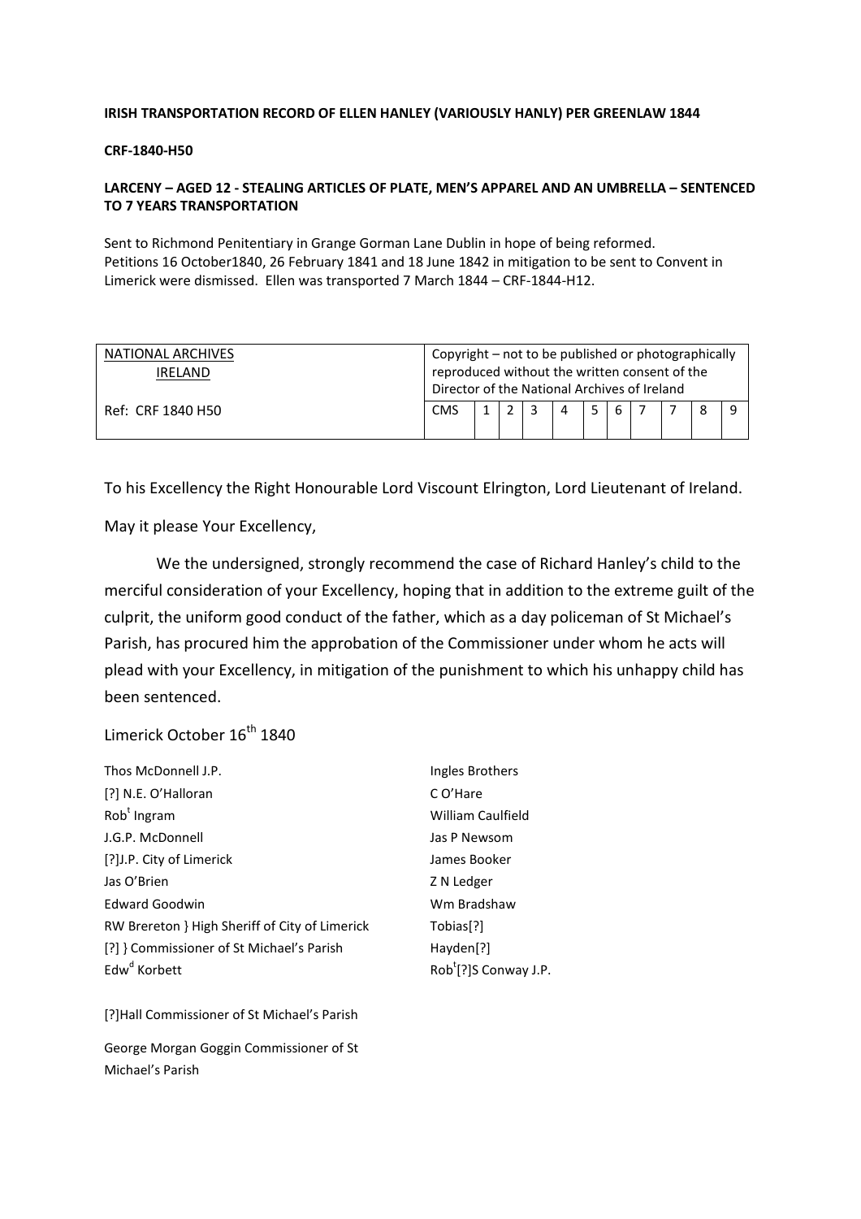**IRISH TRANSPORTATION RECORD OF ELLEN HANLEY (VARIOUSLY HANLY) PER GREENLAW 1844**

**CRF-1840-H50**

**LARCENY – AGED 12 - STEALING ARTICLES OF PLATE, MEN'S APPAREL AND AN UMBRELLA – SENTENCED TO 7 YEARS TRANSPORTATION**

Sent to Richmond Penitentiary in Grange Gorman Lane Dublin in hope of being reformed.
Petitions 16 October1840, 26 February 1841 and 18 June 1842 in mitigation to be sent to Convent in Limerick were dismissed. Ellen was transported 7 March 1844 – CRF-1844-H12.

| NATIONAL ARCHIVES IRELAND | Copyright – not to be published or photographically reproduced without the written consent of the Director of the National Archives of Ireland | | | | | | | | | | |
|---|---|---|---|---|---|---|---|---|---|---|---|
| Ref: CRF 1840 H50 | CMS | 1 | 2 | 3 | 4 | 5 | 6 | 7 | 7 | 8 | 9 |

To his Excellency the Right Honourable Lord Viscount Elrington, Lord Lieutenant of Ireland.

May it please Your Excellency,

We the undersigned, strongly recommend the case of Richard Hanley's child to the merciful consideration of your Excellency, hoping that in addition to the extreme guilt of the culprit, the uniform good conduct of the father, which as a day policeman of St Michael's Parish, has procured him the approbation of the Commissioner under whom he acts will plead with your Excellency, in mitigation of the punishment to which his unhappy child has been sentenced.

Limerick October 16th 1840

Thos McDonnell J.P.
[?] N.E. O'Halloran
Robt Ingram
J.G.P. McDonnell
[?]J.P. City of Limerick
Jas O'Brien
Edward Goodwin
RW Brereton } High Sheriff of City of Limerick
[?] } Commissioner of St Michael's Parish
Edwd Korbett

[?]Hall Commissioner of St Michael's Parish

George Morgan Goggin Commissioner of St Michael's Parish

Ingles Brothers
C O'Hare
William Caulfield
Jas P Newsom
James Booker
Z N Ledger
Wm Bradshaw
Tobias[?]
Hayden[?]
Robt[?]S Conway J.P.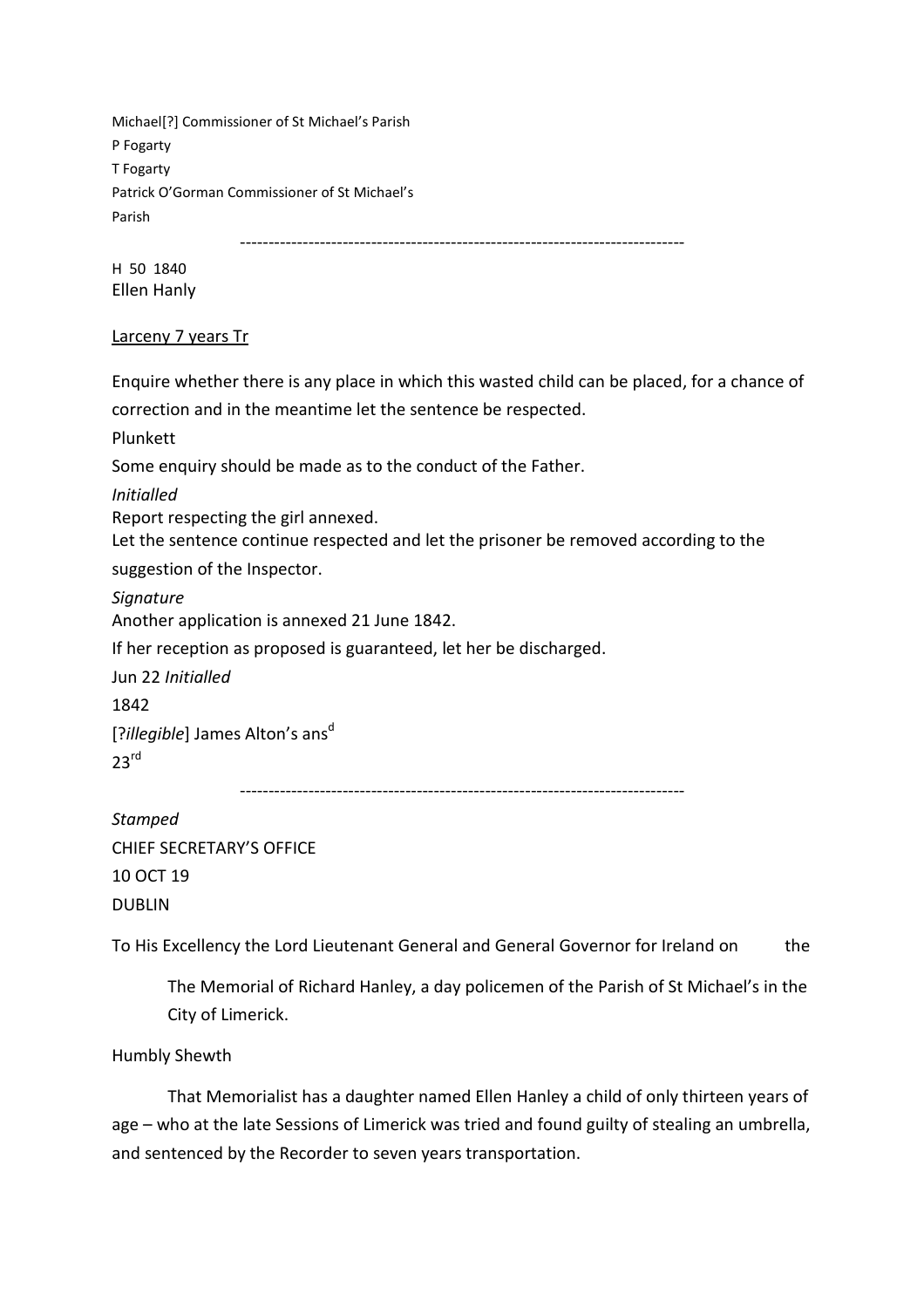Michael[?] Commissioner of St Michael's Parish
P Fogarty
T Fogarty
Patrick O'Gorman Commissioner of St Michael's
Parish

---

H 50 1840
Ellen Hanly

<u>Larceny 7 years Tr</u>

Enquire whether there is any place in which this wasted child can be placed, for a chance of correction and in the meantime let the sentence be respected.

Plunkett

Some enquiry should be made as to the conduct of the Father.

*Initialled*

Report respecting the girl annexed.

Let the sentence continue respected and let the prisoner be removed according to the suggestion of the Inspector.

*Signature*

Another application is annexed 21 June 1842.

If her reception as proposed is guaranteed, let her be discharged.

Jun 22 *Initialled*

1842

[?*illegible*] James Alton's ans[d]

23[rd]

---

*Stamped*

CHIEF SECRETARY'S OFFICE

10 OCT 19

DUBLIN

To His Excellency the Lord Lieutenant General and General Governor for Ireland on the

The Memorial of Richard Hanley, a day policemen of the Parish of St Michael's in the City of Limerick.

Humbly Shewth

That Memorialist has a daughter named Ellen Hanley a child of only thirteen years of age – who at the late Sessions of Limerick was tried and found guilty of stealing an umbrella, and sentenced by the Recorder to seven years transportation.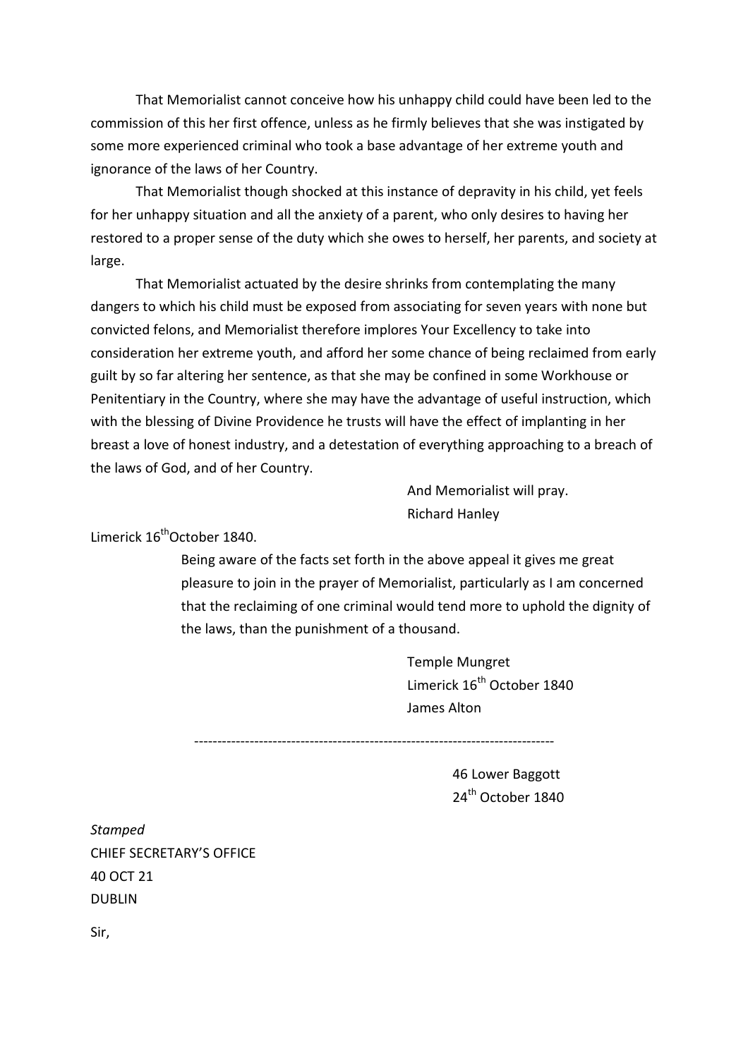That Memorialist cannot conceive how his unhappy child could have been led to the commission of this her first offence, unless as he firmly believes that she was instigated by some more experienced criminal who took a base advantage of her extreme youth and ignorance of the laws of her Country.

That Memorialist though shocked at this instance of depravity in his child, yet feels for her unhappy situation and all the anxiety of a parent, who only desires to having her restored to a proper sense of the duty which she owes to herself, her parents, and society at large.

That Memorialist actuated by the desire shrinks from contemplating the many dangers to which his child must be exposed from associating for seven years with none but convicted felons, and Memorialist therefore implores Your Excellency to take into consideration her extreme youth, and afford her some chance of being reclaimed from early guilt by so far altering her sentence, as that she may be confined in some Workhouse or Penitentiary in the Country, where she may have the advantage of useful instruction, which with the blessing of Divine Providence he trusts will have the effect of implanting in her breast a love of honest industry, and a detestation of everything approaching to a breach of the laws of God, and of her Country.

And Memorialist will pray.
Richard Hanley

Limerick 16th October 1840.

Being aware of the facts set forth in the above appeal it gives me great pleasure to join in the prayer of Memorialist, particularly as I am concerned that the reclaiming of one criminal would tend more to uphold the dignity of the laws, than the punishment of a thousand.

Temple Mungret
Limerick 16th October 1840
James Alton

---

46 Lower Baggott
24th October 1840

*Stamped*
CHIEF SECRETARY'S OFFICE
40 OCT 21
DUBLIN

Sir,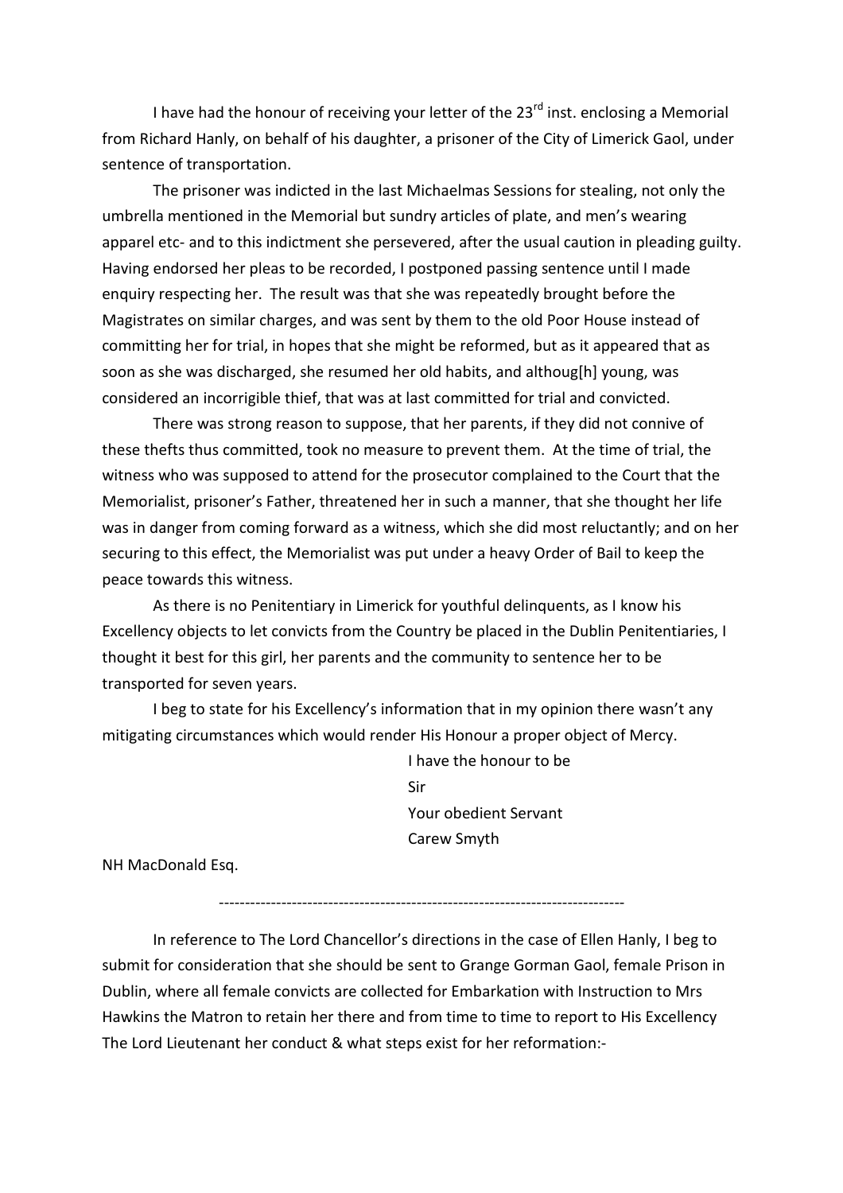I have had the honour of receiving your letter of the 23rd inst. enclosing a Memorial from Richard Hanly, on behalf of his daughter, a prisoner of the City of Limerick Gaol, under sentence of transportation.

The prisoner was indicted in the last Michaelmas Sessions for stealing, not only the umbrella mentioned in the Memorial but sundry articles of plate, and men's wearing apparel etc- and to this indictment she persevered, after the usual caution in pleading guilty. Having endorsed her pleas to be recorded, I postponed passing sentence until I made enquiry respecting her. The result was that she was repeatedly brought before the Magistrates on similar charges, and was sent by them to the old Poor House instead of committing her for trial, in hopes that she might be reformed, but as it appeared that as soon as she was discharged, she resumed her old habits, and althoug[h] young, was considered an incorrigible thief, that was at last committed for trial and convicted.

There was strong reason to suppose, that her parents, if they did not connive of these thefts thus committed, took no measure to prevent them. At the time of trial, the witness who was supposed to attend for the prosecutor complained to the Court that the Memorialist, prisoner's Father, threatened her in such a manner, that she thought her life was in danger from coming forward as a witness, which she did most reluctantly; and on her securing to this effect, the Memorialist was put under a heavy Order of Bail to keep the peace towards this witness.

As there is no Penitentiary in Limerick for youthful delinquents, as I know his Excellency objects to let convicts from the Country be placed in the Dublin Penitentiaries, I thought it best for this girl, her parents and the community to sentence her to be transported for seven years.

I beg to state for his Excellency's information that in my opinion there wasn't any mitigating circumstances which would render His Honour a proper object of Mercy.

I have the honour to be
Sir
Your obedient Servant
Carew Smyth

NH MacDonald Esq.

---

In reference to The Lord Chancellor's directions in the case of Ellen Hanly, I beg to submit for consideration that she should be sent to Grange Gorman Gaol, female Prison in Dublin, where all female convicts are collected for Embarkation with Instruction to Mrs Hawkins the Matron to retain her there and from time to time to report to His Excellency The Lord Lieutenant her conduct & what steps exist for her reformation:-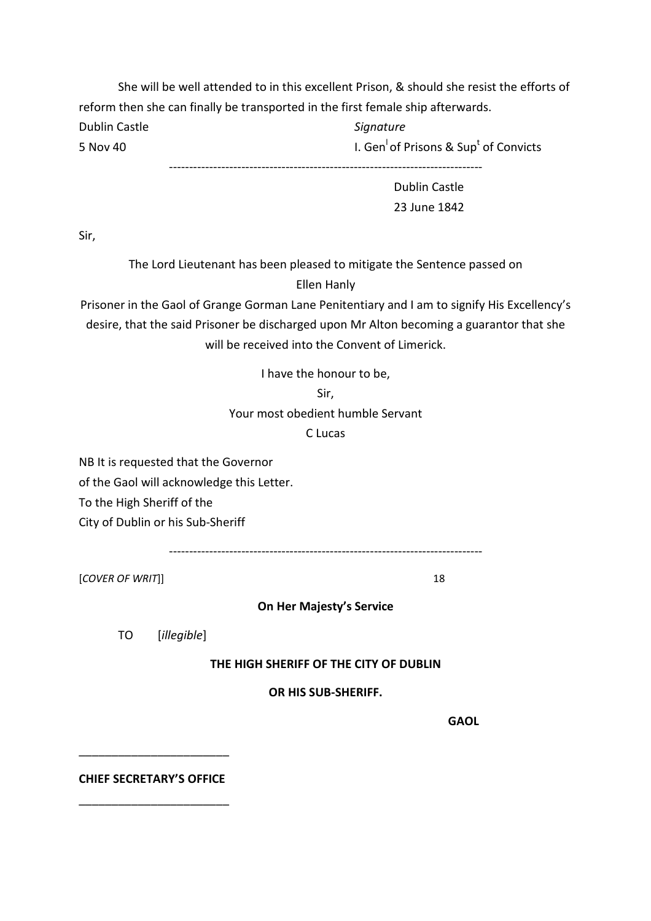She will be well attended to in this excellent Prison, & should she resist the efforts of reform then she can finally be transported in the first female ship afterwards.

Dublin Castle
5 Nov 40

*Signature*
I. Gen[l] of Prisons & Sup[t] of Convicts

---

Dublin Castle
23 June 1842

Sir,

The Lord Lieutenant has been pleased to mitigate the Sentence passed on
Ellen Hanly
Prisoner in the Gaol of Grange Gorman Lane Penitentiary and I am to signify His Excellency's desire, that the said Prisoner be discharged upon Mr Alton becoming a guarantor that she will be received into the Convent of Limerick.

I have the honour to be,
Sir,
Your most obedient humble Servant
C Lucas

NB It is requested that the Governor
of the Gaol will acknowledge this Letter.
To the High Sheriff of the
City of Dublin or his Sub-Sheriff

---

[*COVER OF WRIT*]] 18

**On Her Majesty's Service**

TO [*illegible*]

**THE HIGH SHERIFF OF THE CITY OF DUBLIN**

**OR HIS SUB-SHERIFF.**

**GAOL**

---

**CHIEF SECRETARY'S OFFICE**

---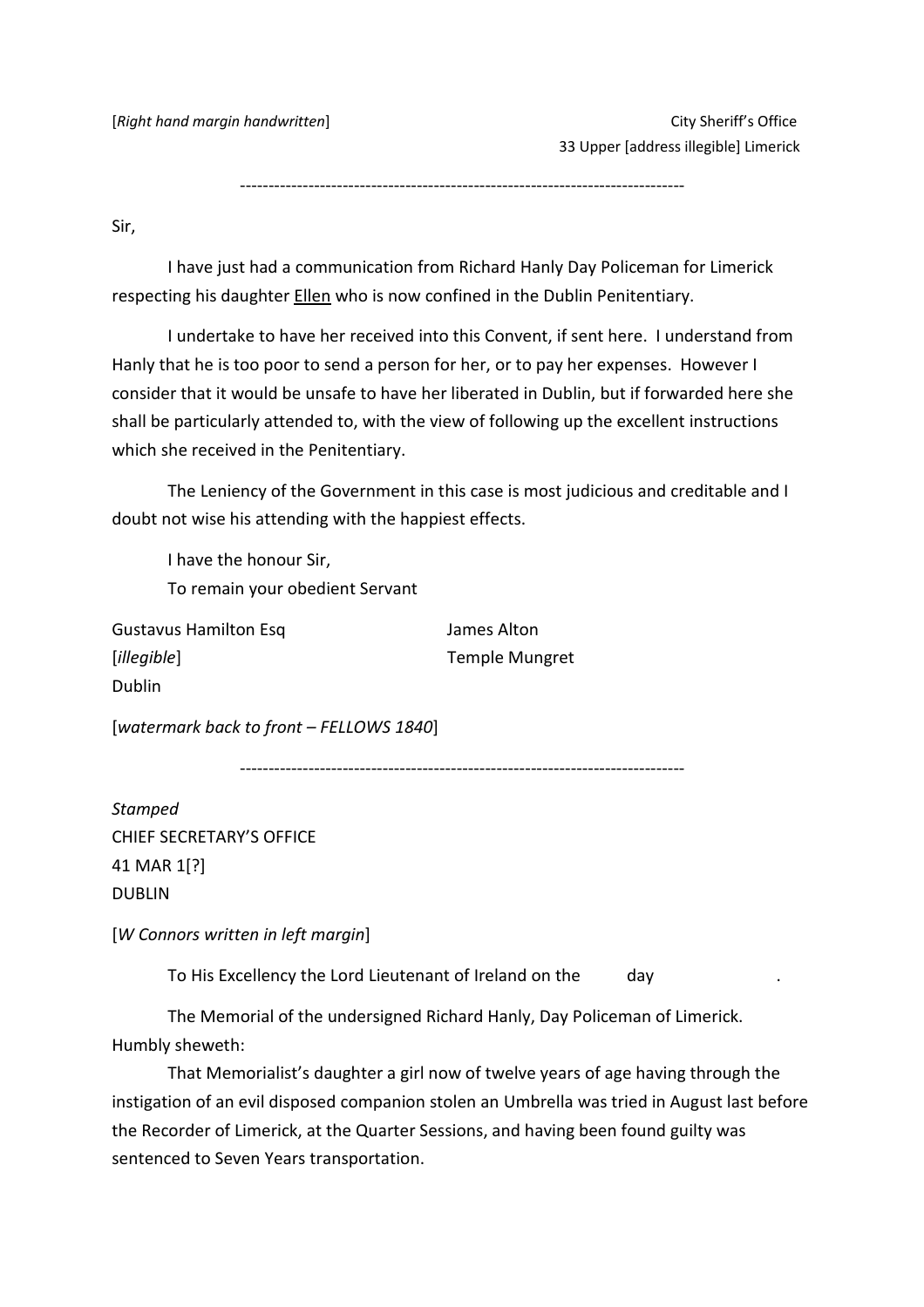[*Right hand margin handwritten*]

City Sheriff's Office
33 Upper [address illegible] Limerick

------------------------------------------------------------------------------

Sir,

I have just had a communication from Richard Hanly Day Policeman for Limerick respecting his daughter <u>Ellen</u> who is now confined in the Dublin Penitentiary.

I undertake to have her received into this Convent, if sent here. I understand from Hanly that he is too poor to send a person for her, or to pay her expenses. However I consider that it would be unsafe to have her liberated in Dublin, but if forwarded here she shall be particularly attended to, with the view of following up the excellent instructions which she received in the Penitentiary.

The Leniency of the Government in this case is most judicious and creditable and I doubt not wise his attending with the happiest effects.

I have the honour Sir,
To remain your obedient Servant

Gustavus Hamilton Esq
[*illegible*]
Dublin

James Alton
Temple Mungret

[*watermark back to front – FELLOWS 1840*]

------------------------------------------------------------------------------

*Stamped*
CHIEF SECRETARY'S OFFICE
41 MAR 1[?]
DUBLIN

[*W Connors written in left margin*]

To His Excellency the Lord Lieutenant of Ireland on the day .

The Memorial of the undersigned Richard Hanly, Day Policeman of Limerick. Humbly sheweth:

That Memorialist's daughter a girl now of twelve years of age having through the instigation of an evil disposed companion stolen an Umbrella was tried in August last before the Recorder of Limerick, at the Quarter Sessions, and having been found guilty was sentenced to Seven Years transportation.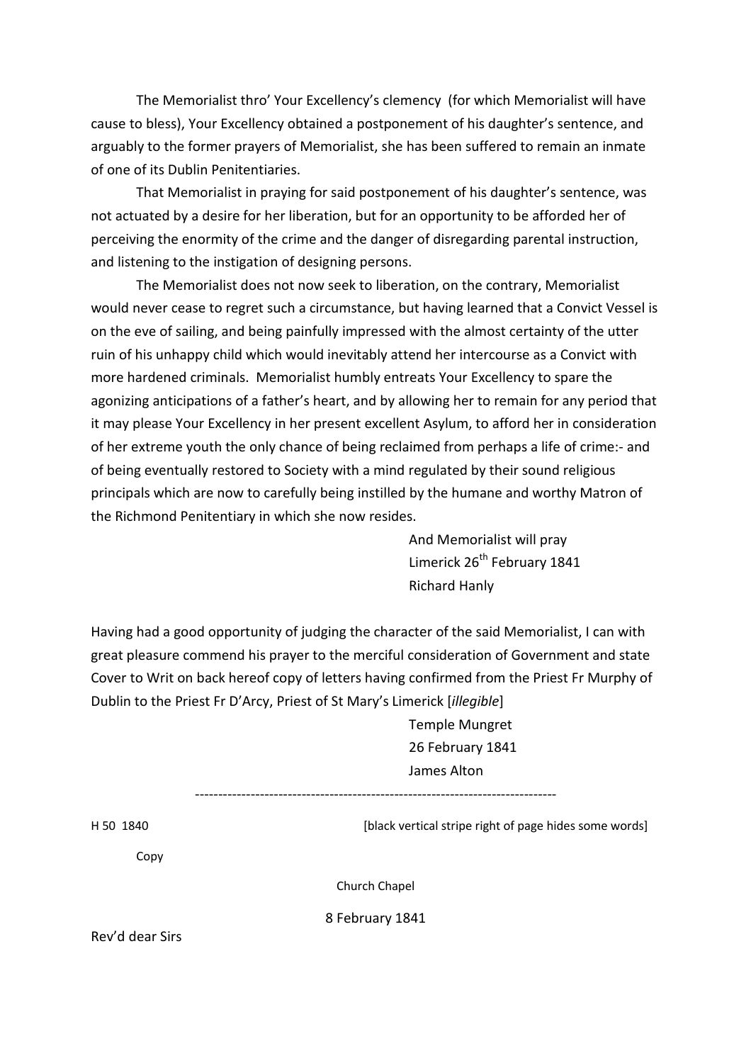The Memorialist thro' Your Excellency's clemency (for which Memorialist will have cause to bless), Your Excellency obtained a postponement of his daughter's sentence, and arguably to the former prayers of Memorialist, she has been suffered to remain an inmate of one of its Dublin Penitentiaries.

That Memorialist in praying for said postponement of his daughter's sentence, was not actuated by a desire for her liberation, but for an opportunity to be afforded her of perceiving the enormity of the crime and the danger of disregarding parental instruction, and listening to the instigation of designing persons.

The Memorialist does not now seek to liberation, on the contrary, Memorialist would never cease to regret such a circumstance, but having learned that a Convict Vessel is on the eve of sailing, and being painfully impressed with the almost certainty of the utter ruin of his unhappy child which would inevitably attend her intercourse as a Convict with more hardened criminals. Memorialist humbly entreats Your Excellency to spare the agonizing anticipations of a father's heart, and by allowing her to remain for any period that it may please Your Excellency in her present excellent Asylum, to afford her in consideration of her extreme youth the only chance of being reclaimed from perhaps a life of crime:- and of being eventually restored to Society with a mind regulated by their sound religious principals which are now to carefully being instilled by the humane and worthy Matron of the Richmond Penitentiary in which she now resides.

And Memorialist will pray
Limerick 26th February 1841
Richard Hanly

Having had a good opportunity of judging the character of the said Memorialist, I can with great pleasure commend his prayer to the merciful consideration of Government and state Cover to Writ on back hereof copy of letters having confirmed from the Priest Fr Murphy of Dublin to the Priest Fr D'Arcy, Priest of St Mary's Limerick [*illegible*]

Temple Mungret
26 February 1841
James Alton

---

H 50 1840 [black vertical stripe right of page hides some words]

Copy

Church Chapel

8 February 1841

Rev'd dear Sirs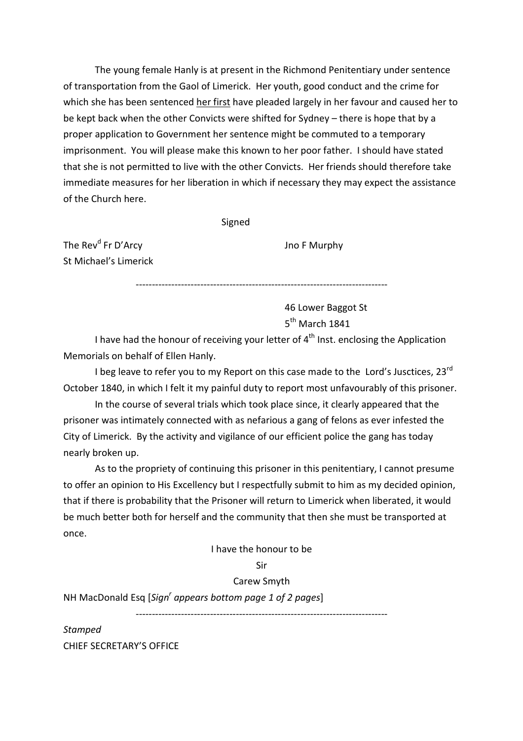The young female Hanly is at present in the Richmond Penitentiary under sentence of transportation from the Gaol of Limerick. Her youth, good conduct and the crime for which she has been sentenced <u>her first</u> have pleaded largely in her favour and caused her to be kept back when the other Convicts were shifted for Sydney – there is hope that by a proper application to Government her sentence might be commuted to a temporary imprisonment. You will please make this known to her poor father. I should have stated that she is not permitted to live with the other Convicts. Her friends should therefore take immediate measures for her liberation in which if necessary they may expect the assistance of the Church here.

Signed

The Rev[d] Fr D'Arcy
St Michael's Limerick

Jno F Murphy

---

46 Lower Baggot St
5[th] March 1841

I have had the honour of receiving your letter of 4[th] Inst. enclosing the Application Memorials on behalf of Ellen Hanly.

I beg leave to refer you to my Report on this case made to the Lord's Jusctices, 23[rd] October 1840, in which I felt it my painful duty to report most unfavourably of this prisoner.

In the course of several trials which took place since, it clearly appeared that the prisoner was intimately connected with as nefarious a gang of felons as ever infested the City of Limerick. By the activity and vigilance of our efficient police the gang has today nearly broken up.

As to the propriety of continuing this prisoner in this penitentiary, I cannot presume to offer an opinion to His Excellency but I respectfully submit to him as my decided opinion, that if there is probability that the Prisoner will return to Limerick when liberated, it would be much better both for herself and the community that then she must be transported at once.

I have the honour to be
Sir
Carew Smyth

NH MacDonald Esq [*Sign[r] appears bottom page 1 of 2 pages*]

---

*Stamped*
CHIEF SECRETARY'S OFFICE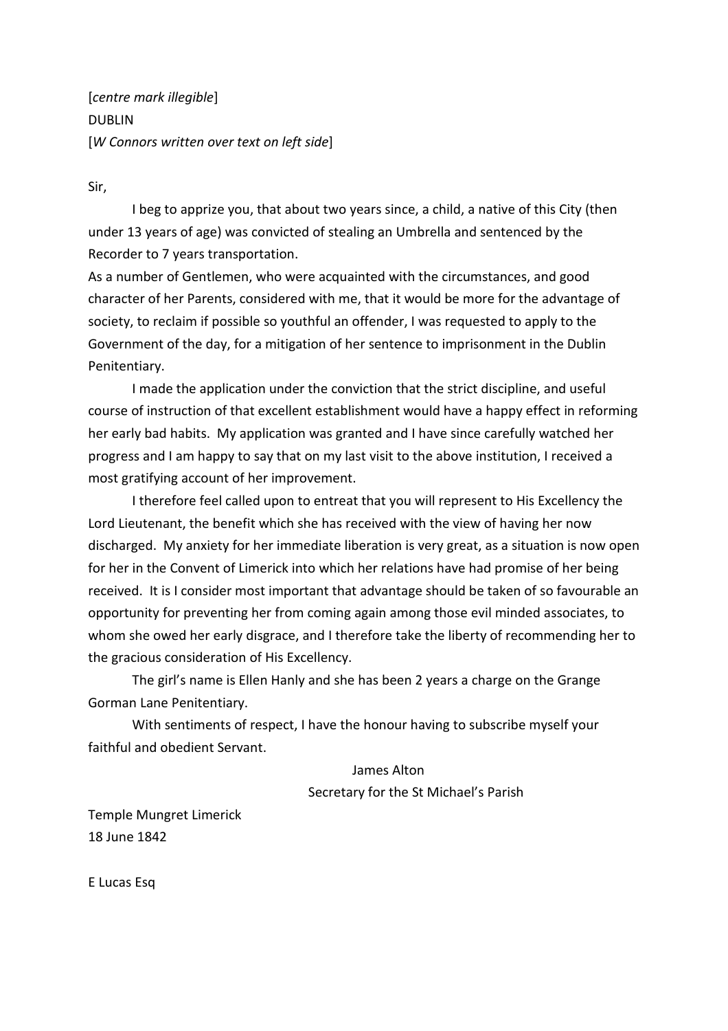[*centre mark illegible*]
DUBLIN
[*W Connors written over text on left side*]

Sir,

I beg to apprize you, that about two years since, a child, a native of this City (then under 13 years of age) was convicted of stealing an Umbrella and sentenced by the Recorder to 7 years transportation.

As a number of Gentlemen, who were acquainted with the circumstances, and good character of her Parents, considered with me, that it would be more for the advantage of society, to reclaim if possible so youthful an offender, I was requested to apply to the Government of the day, for a mitigation of her sentence to imprisonment in the Dublin Penitentiary.

I made the application under the conviction that the strict discipline, and useful course of instruction of that excellent establishment would have a happy effect in reforming her early bad habits. My application was granted and I have since carefully watched her progress and I am happy to say that on my last visit to the above institution, I received a most gratifying account of her improvement.

I therefore feel called upon to entreat that you will represent to His Excellency the Lord Lieutenant, the benefit which she has received with the view of having her now discharged. My anxiety for her immediate liberation is very great, as a situation is now open for her in the Convent of Limerick into which her relations have had promise of her being received. It is I consider most important that advantage should be taken of so favourable an opportunity for preventing her from coming again among those evil minded associates, to whom she owed her early disgrace, and I therefore take the liberty of recommending her to the gracious consideration of His Excellency.

The girl's name is Ellen Hanly and she has been 2 years a charge on the Grange Gorman Lane Penitentiary.

With sentiments of respect, I have the honour having to subscribe myself your faithful and obedient Servant.

James Alton
Secretary for the St Michael's Parish

Temple Mungret Limerick
18 June 1842

E Lucas Esq